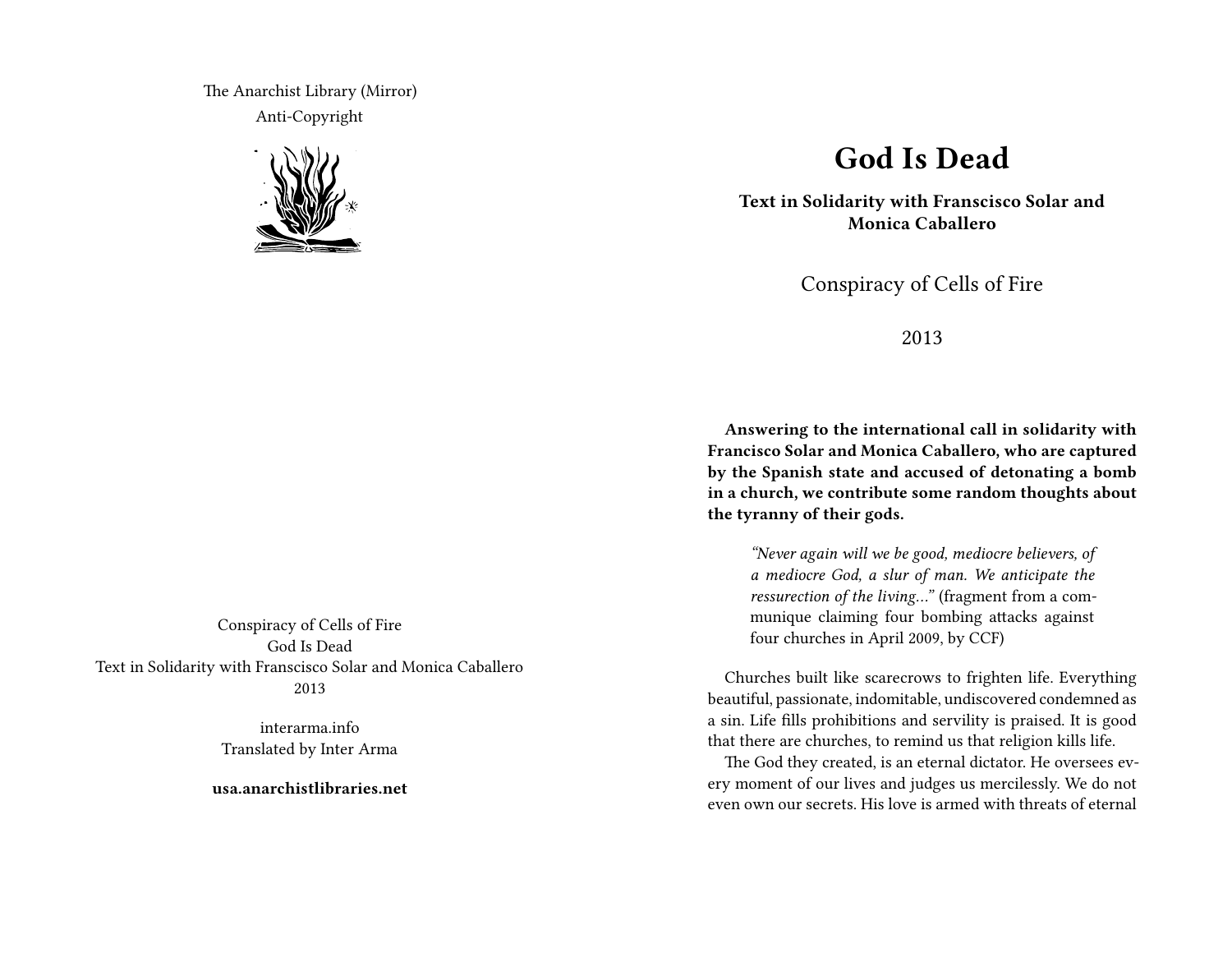The Anarchist Library (Mirror)
Anti-Copyright

Conspiracy of Cells of Fire
God Is Dead
Text in Solidarity with Franscisco Solar and Monica Caballero
2013

interarma.info
Translated by Inter Arma

**usa.anarchistlibraries.net**

# God Is Dead

**Text in Solidarity with Franscisco Solar and Monica Caballero**

Conspiracy of Cells of Fire

2013

**Answering to the international call in solidarity with Francisco Solar and Monica Caballero, who are captured by the Spanish state and accused of detonating a bomb in a church, we contribute some random thoughts about the tyranny of their gods.**

> *"Never again will we be good, mediocre believers, of a mediocre God, a slur of man. We anticipate the ressurection of the living…"* (fragment from a communique claiming four bombing attacks against four churches in April 2009, by CCF)

Churches built like scarecrows to frighten life. Everything beautiful, passionate, indomitable, undiscovered condemned as a sin. Life fills prohibitions and servility is praised. It is good that there are churches, to remind us that religion kills life.

The God they created, is an eternal dictator. He oversees every moment of our lives and judges us mercilessly. We do not even own our secrets. His love is armed with threats of eternal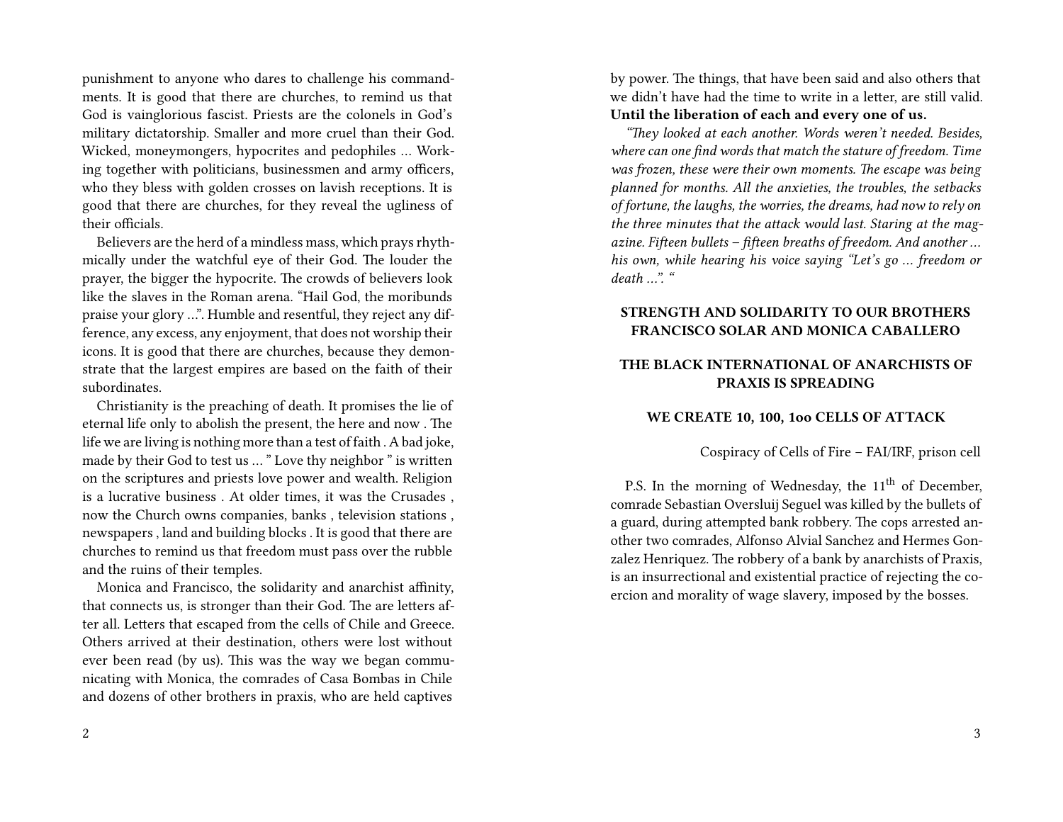punishment to anyone who dares to challenge his commandments. It is good that there are churches, to remind us that God is vainglorious fascist. Priests are the colonels in God's military dictatorship. Smaller and more cruel than their God. Wicked, moneymongers, hypocrites and pedophiles … Working together with politicians, businessmen and army officers, who they bless with golden crosses on lavish receptions. It is good that there are churches, for they reveal the ugliness of their officials.

Believers are the herd of a mindless mass, which prays rhythmically under the watchful eye of their God. The louder the prayer, the bigger the hypocrite. The crowds of believers look like the slaves in the Roman arena. "Hail God, the moribunds praise your glory …". Humble and resentful, they reject any difference, any excess, any enjoyment, that does not worship their icons. It is good that there are churches, because they demonstrate that the largest empires are based on the faith of their subordinates.

Christianity is the preaching of death. It promises the lie of eternal life only to abolish the present, the here and now . The life we are living is nothing more than a test of faith . A bad joke, made by their God to test us … " Love thy neighbor " is written on the scriptures and priests love power and wealth. Religion is a lucrative business . At older times, it was the Crusades , now the Church owns companies, banks , television stations , newspapers , land and building blocks . It is good that there are churches to remind us that freedom must pass over the rubble and the ruins of their temples.

Monica and Francisco, the solidarity and anarchist affinity, that connects us, is stronger than their God. The are letters after all. Letters that escaped from the cells of Chile and Greece. Others arrived at their destination, others were lost without ever been read (by us). This was the way we began communicating with Monica, the comrades of Casa Bombas in Chile and dozens of other brothers in praxis, who are held captives by power. The things, that have been said and also others that we didn't have had the time to write in a letter, are still valid. **Until the liberation of each and every one of us.**

*"They looked at each another. Words weren't needed. Besides, where can one find words that match the stature of freedom. Time was frozen, these were their own moments. The escape was being planned for months. All the anxieties, the troubles, the setbacks of fortune, the laughs, the worries, the dreams, had now to rely on the three minutes that the attack would last. Staring at the magazine. Fifteen bullets – fifteen breaths of freedom. And another … his own, while hearing his voice saying "Let's go … freedom or death …". "*

**STRENGTH AND SOLIDARITY TO OUR BROTHERS FRANCISCO SOLAR AND MONICA CABALLERO**

**THE BLACK INTERNATIONAL OF ANARCHISTS OF PRAXIS IS SPREADING**

**WE CREATE 10, 100, 1oo CELLS OF ATTACK**

Cospiracy of Cells of Fire – FAI/IRF, prison cell

P.S. In the morning of Wednesday, the 11th of December, comrade Sebastian Oversluij Seguel was killed by the bullets of a guard, during attempted bank robbery. The cops arrested another two comrades, Alfonso Alvial Sanchez and Hermes Gonzalez Henriquez. The robbery of a bank by anarchists of Praxis, is an insurrectional and existential practice of rejecting the coercion and morality of wage slavery, imposed by the bosses.